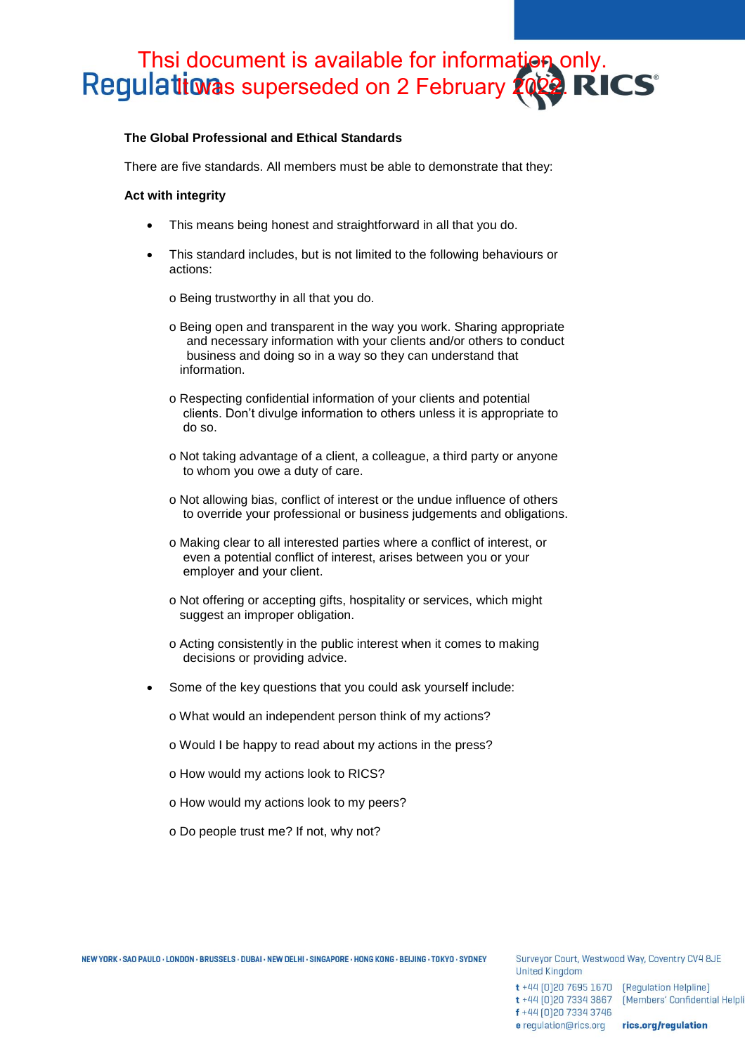Thsi document is available for information only.
It was superseded on 2 February 2022.

**The Global Professional and Ethical Standards**

There are five standards. All members must be able to demonstrate that they:

**Act with integrity**

- This means being honest and straightforward in all that you do.
- This standard includes, but is not limited to the following behaviours or actions:

  o Being trustworthy in all that you do.

  o Being open and transparent in the way you work. Sharing appropriate and necessary information with your clients and/or others to conduct business and doing so in a way so they can understand that information.

  o Respecting confidential information of your clients and potential clients. Don't divulge information to others unless it is appropriate to do so.

  o Not taking advantage of a client, a colleague, a third party or anyone to whom you owe a duty of care.

  o Not allowing bias, conflict of interest or the undue influence of others to override your professional or business judgements and obligations.

  o Making clear to all interested parties where a conflict of interest, or even a potential conflict of interest, arises between you or your employer and your client.

  o Not offering or accepting gifts, hospitality or services, which might suggest an improper obligation.

  o Acting consistently in the public interest when it comes to making decisions or providing advice.

- Some of the key questions that you could ask yourself include:

  o What would an independent person think of my actions?

  o Would I be happy to read about my actions in the press?

  o How would my actions look to RICS?

  o How would my actions look to my peers?

  o Do people trust me? If not, why not?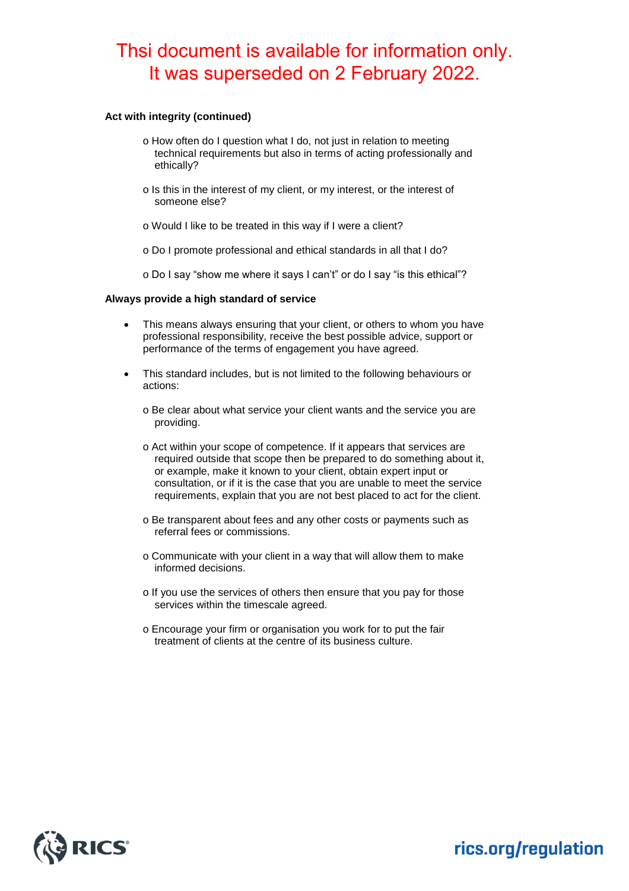Thsi document is available for information only.
It was superseded on 2 February 2022.

**Act with integrity (continued)**

- o How often do I question what I do, not just in relation to meeting technical requirements but also in terms of acting professionally and ethically?
- o Is this in the interest of my client, or my interest, or the interest of someone else?
- o Would I like to be treated in this way if I were a client?
- o Do I promote professional and ethical standards in all that I do?
- o Do I say "show me where it says I can't" or do I say "is this ethical"?

**Always provide a high standard of service**

- This means always ensuring that your client, or others to whom you have professional responsibility, receive the best possible advice, support or performance of the terms of engagement you have agreed.
- This standard includes, but is not limited to the following behaviours or actions:
  - o Be clear about what service your client wants and the service you are providing.
  - o Act within your scope of competence. If it appears that services are required outside that scope then be prepared to do something about it, or example, make it known to your client, obtain expert input or consultation, or if it is the case that you are unable to meet the service requirements, explain that you are not best placed to act for the client.
  - o Be transparent about fees and any other costs or payments such as referral fees or commissions.
  - o Communicate with your client in a way that will allow them to make informed decisions.
  - o If you use the services of others then ensure that you pay for those services within the timescale agreed.
  - o Encourage your firm or organisation you work for to put the fair treatment of clients at the centre of its business culture.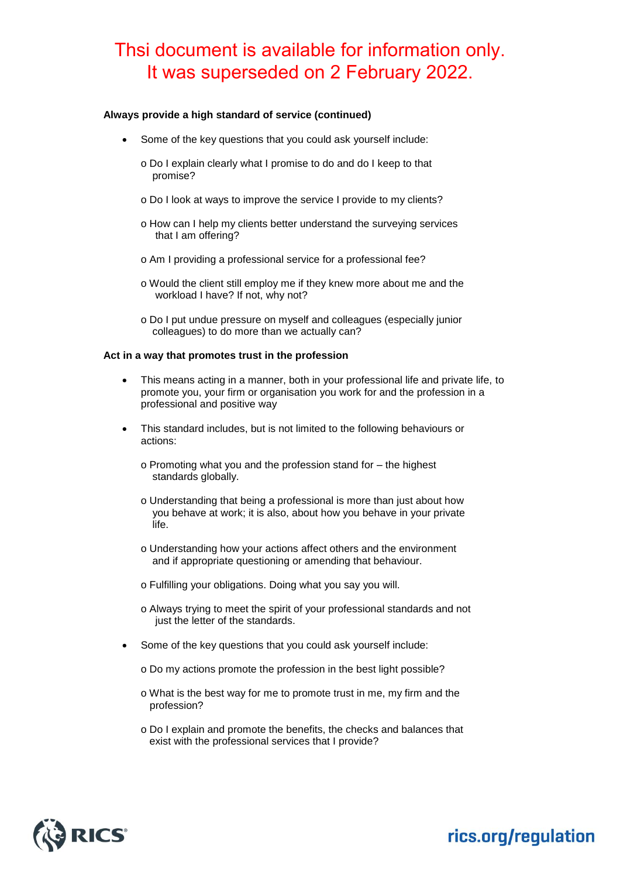Thsi document is available for information only. It was superseded on 2 February 2022.

**Always provide a high standard of service (continued)**

- Some of the key questions that you could ask yourself include:
  - Do I explain clearly what I promise to do and do I keep to that promise?
  - Do I look at ways to improve the service I provide to my clients?
  - How can I help my clients better understand the surveying services that I am offering?
  - Am I providing a professional service for a professional fee?
  - Would the client still employ me if they knew more about me and the workload I have? If not, why not?
  - Do I put undue pressure on myself and colleagues (especially junior colleagues) to do more than we actually can?

**Act in a way that promotes trust in the profession**

- This means acting in a manner, both in your professional life and private life, to promote you, your firm or organisation you work for and the profession in a professional and positive way
- This standard includes, but is not limited to the following behaviours or actions:
  - Promoting what you and the profession stand for – the highest standards globally.
  - Understanding that being a professional is more than just about how you behave at work; it is also, about how you behave in your private life.
  - Understanding how your actions affect others and the environment and if appropriate questioning or amending that behaviour.
  - Fulfilling your obligations. Doing what you say you will.
  - Always trying to meet the spirit of your professional standards and not just the letter of the standards.
- Some of the key questions that you could ask yourself include:
  - Do my actions promote the profession in the best light possible?
  - What is the best way for me to promote trust in me, my firm and the profession?
  - Do I explain and promote the benefits, the checks and balances that exist with the professional services that I provide?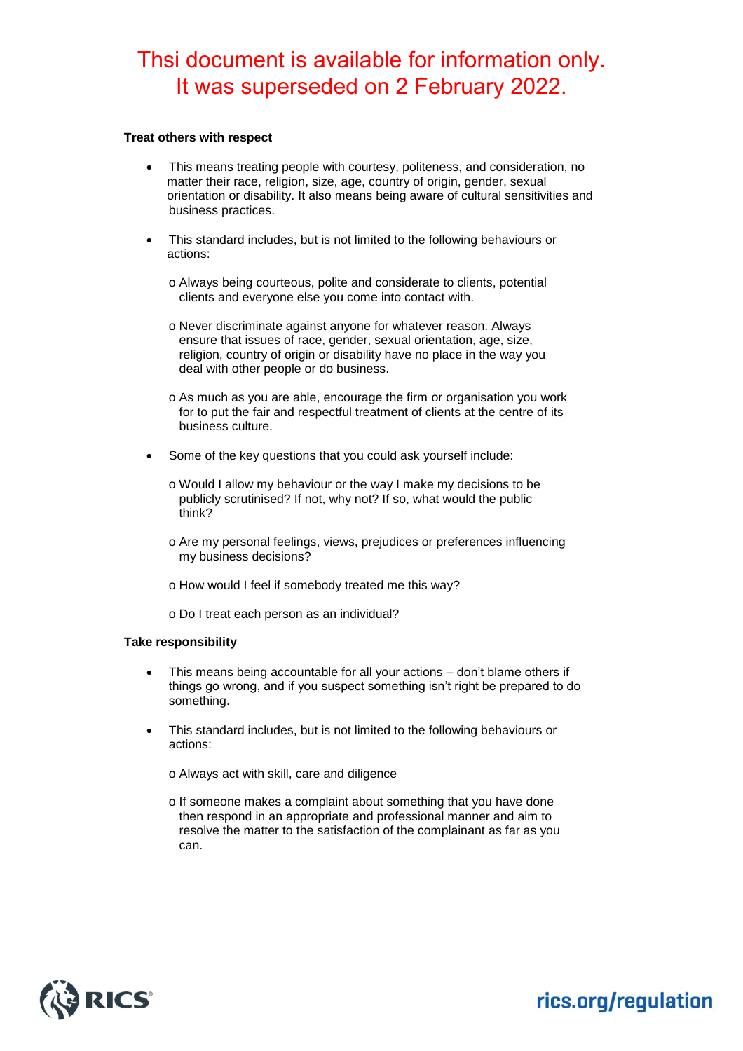Thsi document is available for information only.
It was superseded on 2 February 2022.

**Treat others with respect**

- This means treating people with courtesy, politeness, and consideration, no matter their race, religion, size, age, country of origin, gender, sexual orientation or disability. It also means being aware of cultural sensitivities and business practices.
- This standard includes, but is not limited to the following behaviours or actions:
  - Always being courteous, polite and considerate to clients, potential clients and everyone else you come into contact with.
  - Never discriminate against anyone for whatever reason. Always ensure that issues of race, gender, sexual orientation, age, size, religion, country of origin or disability have no place in the way you deal with other people or do business.
  - As much as you are able, encourage the firm or organisation you work for to put the fair and respectful treatment of clients at the centre of its business culture.
- Some of the key questions that you could ask yourself include:
  - Would I allow my behaviour or the way I make my decisions to be publicly scrutinised? If not, why not? If so, what would the public think?
  - Are my personal feelings, views, prejudices or preferences influencing my business decisions?
  - How would I feel if somebody treated me this way?
  - Do I treat each person as an individual?

**Take responsibility**

- This means being accountable for all your actions – don't blame others if things go wrong, and if you suspect something isn't right be prepared to do something.
- This standard includes, but is not limited to the following behaviours or actions:
  - Always act with skill, care and diligence
  - If someone makes a complaint about something that you have done then respond in an appropriate and professional manner and aim to resolve the matter to the satisfaction of the complainant as far as you can.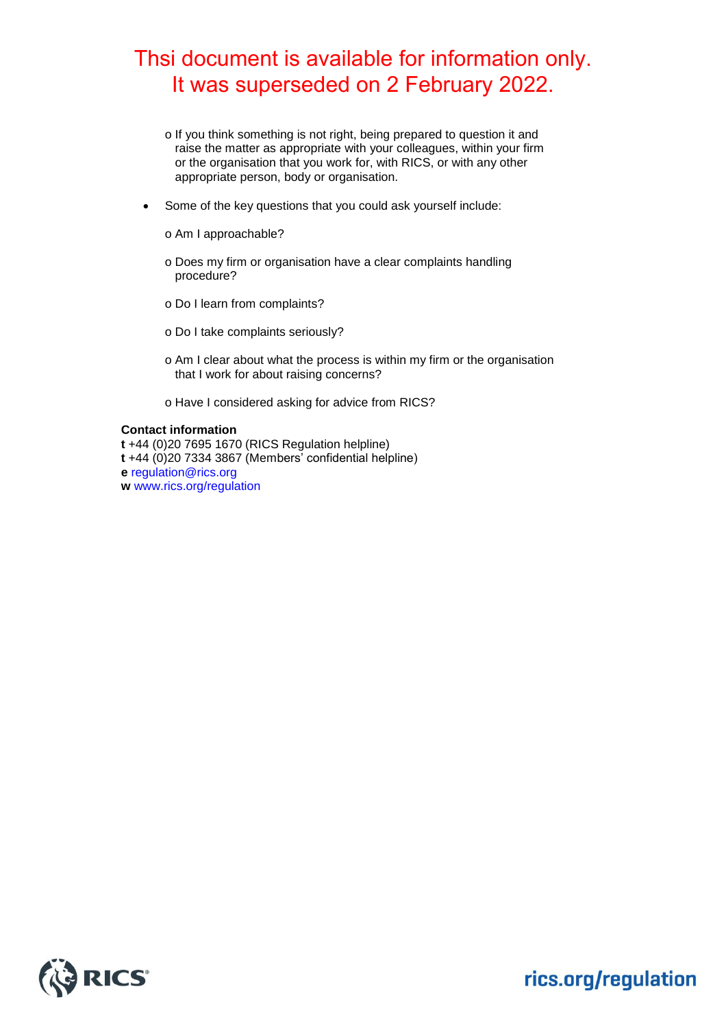Thsi document is available for information only.
It was superseded on 2 February 2022.

  - If you think something is not right, being prepared to question it and raise the matter as appropriate with your colleagues, within your firm or the organisation that you work for, with RICS, or with any other appropriate person, body or organisation.

- Some of the key questions that you could ask yourself include:

  - Am I approachable?
  - Does my firm or organisation have a clear complaints handling procedure?
  - Do I learn from complaints?
  - Do I take complaints seriously?
  - Am I clear about what the process is within my firm or the organisation that I work for about raising concerns?
  - Have I considered asking for advice from RICS?

**Contact information**
**t** +44 (0)20 7695 1670 (RICS Regulation helpline)
**t** +44 (0)20 7334 3867 (Members' confidential helpline)
**e** regulation@rics.org
**w** www.rics.org/regulation

RICS

rics.org/regulation